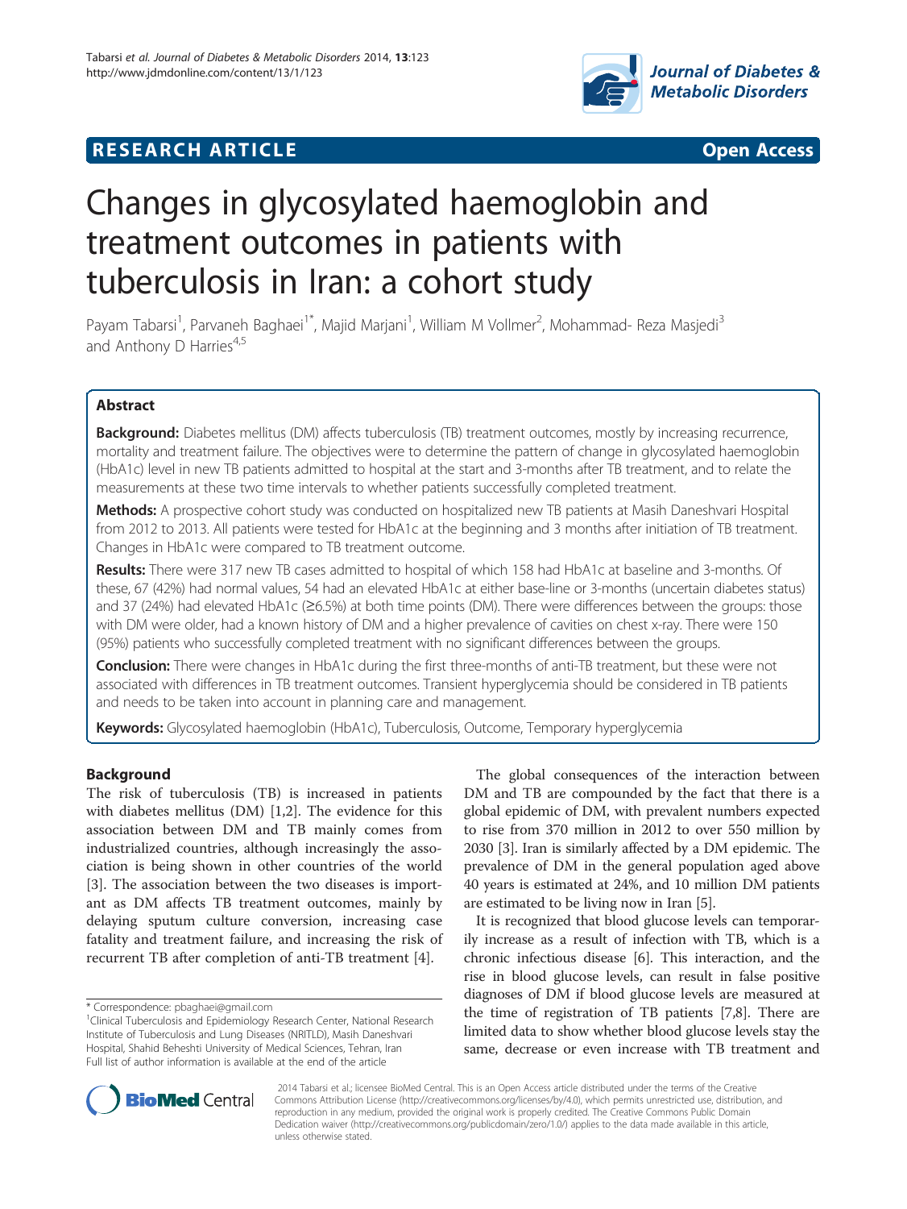RESEARCH ARTICLE **Open Access**

# Changes in glycosylated haemoglobin and treatment outcomes in patients with tuberculosis in Iran: a cohort study

Payam Tabarsi[1], Parvaneh Baghaei[1*], Majid Marjani[1], William M Vollmer[2], Mohammad- Reza Masjedi[3] and Anthony D Harries[4,5]

## Abstract

**Background:** Diabetes mellitus (DM) affects tuberculosis (TB) treatment outcomes, mostly by increasing recurrence, mortality and treatment failure. The objectives were to determine the pattern of change in glycosylated haemoglobin (HbA1c) level in new TB patients admitted to hospital at the start and 3-months after TB treatment, and to relate the measurements at these two time intervals to whether patients successfully completed treatment.

**Methods:** A prospective cohort study was conducted on hospitalized new TB patients at Masih Daneshvari Hospital from 2012 to 2013. All patients were tested for HbA1c at the beginning and 3 months after initiation of TB treatment. Changes in HbA1c were compared to TB treatment outcome.

**Results:** There were 317 new TB cases admitted to hospital of which 158 had HbA1c at baseline and 3-months. Of these, 67 (42%) had normal values, 54 had an elevated HbA1c at either base-line or 3-months (uncertain diabetes status) and 37 (24%) had elevated HbA1c (≥6.5%) at both time points (DM). There were differences between the groups: those with DM were older, had a known history of DM and a higher prevalence of cavities on chest x-ray. There were 150 (95%) patients who successfully completed treatment with no significant differences between the groups.

**Conclusion:** There were changes in HbA1c during the first three-months of anti-TB treatment, but these were not associated with differences in TB treatment outcomes. Transient hyperglycemia should be considered in TB patients and needs to be taken into account in planning care and management.

**Keywords:** Glycosylated haemoglobin (HbA1c), Tuberculosis, Outcome, Temporary hyperglycemia

## Background

The risk of tuberculosis (TB) is increased in patients with diabetes mellitus (DM) [1,2]. The evidence for this association between DM and TB mainly comes from industrialized countries, although increasingly the association is being shown in other countries of the world [3]. The association between the two diseases is important as DM affects TB treatment outcomes, mainly by delaying sputum culture conversion, increasing case fatality and treatment failure, and increasing the risk of recurrent TB after completion of anti-TB treatment [4].

The global consequences of the interaction between DM and TB are compounded by the fact that there is a global epidemic of DM, with prevalent numbers expected to rise from 370 million in 2012 to over 550 million by 2030 [3]. Iran is similarly affected by a DM epidemic. The prevalence of DM in the general population aged above 40 years is estimated at 24%, and 10 million DM patients are estimated to be living now in Iran [5].

It is recognized that blood glucose levels can temporarily increase as a result of infection with TB, which is a chronic infectious disease [6]. This interaction, and the rise in blood glucose levels, can result in false positive diagnoses of DM if blood glucose levels are measured at the time of registration of TB patients [7,8]. There are limited data to show whether blood glucose levels stay the same, decrease or even increase with TB treatment and

\* Correspondence: pbaghaei@gmail.com
[1]Clinical Tuberculosis and Epidemiology Research Center, National Research Institute of Tuberculosis and Lung Diseases (NRITLD), Masih Daneshvari Hospital, Shahid Beheshti University of Medical Sciences, Tehran, Iran
Full list of author information is available at the end of the article

2014 Tabarsi et al.; licensee BioMed Central. This is an Open Access article distributed under the terms of the Creative Commons Attribution License (http://creativecommons.org/licenses/by/4.0), which permits unrestricted use, distribution, and reproduction in any medium, provided the original work is properly credited. The Creative Commons Public Domain Dedication waiver (http://creativecommons.org/publicdomain/zero/1.0/) applies to the data made available in this article, unless otherwise stated.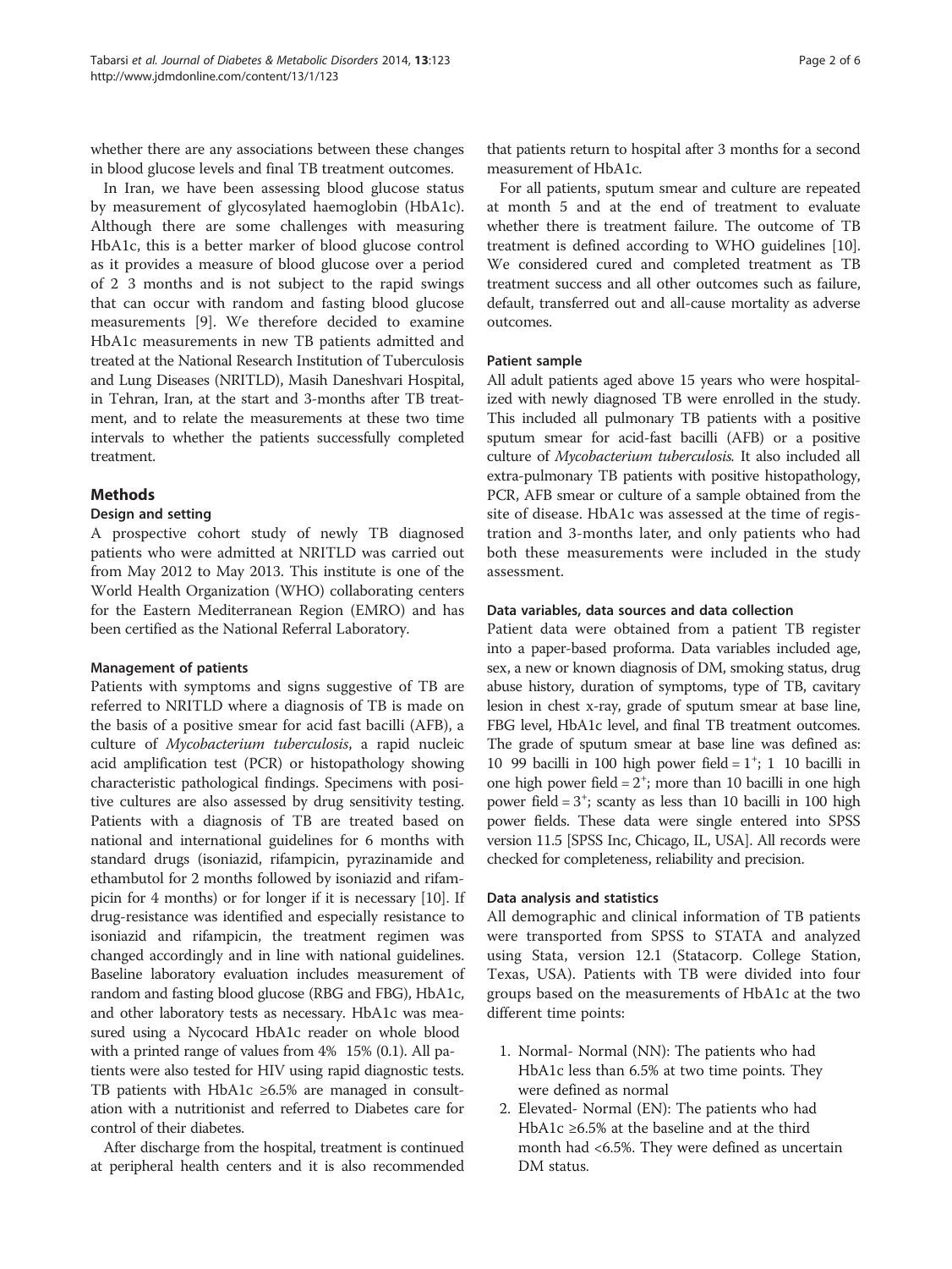whether there are any associations between these changes in blood glucose levels and final TB treatment outcomes.

In Iran, we have been assessing blood glucose status by measurement of glycosylated haemoglobin (HbA1c). Although there are some challenges with measuring HbA1c, this is a better marker of blood glucose control as it provides a measure of blood glucose over a period of 2 3 months and is not subject to the rapid swings that can occur with random and fasting blood glucose measurements [9]. We therefore decided to examine HbA1c measurements in new TB patients admitted and treated at the National Research Institution of Tuberculosis and Lung Diseases (NRITLD), Masih Daneshvari Hospital, in Tehran, Iran, at the start and 3-months after TB treatment, and to relate the measurements at these two time intervals to whether the patients successfully completed treatment.

## Methods

### Design and setting

A prospective cohort study of newly TB diagnosed patients who were admitted at NRITLD was carried out from May 2012 to May 2013. This institute is one of the World Health Organization (WHO) collaborating centers for the Eastern Mediterranean Region (EMRO) and has been certified as the National Referral Laboratory.

### Management of patients

Patients with symptoms and signs suggestive of TB are referred to NRITLD where a diagnosis of TB is made on the basis of a positive smear for acid fast bacilli (AFB), a culture of *Mycobacterium tuberculosis*, a rapid nucleic acid amplification test (PCR) or histopathology showing characteristic pathological findings. Specimens with positive cultures are also assessed by drug sensitivity testing. Patients with a diagnosis of TB are treated based on national and international guidelines for 6 months with standard drugs (isoniazid, rifampicin, pyrazinamide and ethambutol for 2 months followed by isoniazid and rifampicin for 4 months) or for longer if it is necessary [10]. If drug-resistance was identified and especially resistance to isoniazid and rifampicin, the treatment regimen was changed accordingly and in line with national guidelines. Baseline laboratory evaluation includes measurement of random and fasting blood glucose (RBG and FBG), HbA1c, and other laboratory tests as necessary. HbA1c was measured using a Nycocard HbA1c reader on whole blood with a printed range of values from 4% 15% (0.1). All patients were also tested for HIV using rapid diagnostic tests. TB patients with HbA1c ≥6.5% are managed in consultation with a nutritionist and referred to Diabetes care for control of their diabetes.

After discharge from the hospital, treatment is continued at peripheral health centers and it is also recommended that patients return to hospital after 3 months for a second measurement of HbA1c.

For all patients, sputum smear and culture are repeated at month 5 and at the end of treatment to evaluate whether there is treatment failure. The outcome of TB treatment is defined according to WHO guidelines [10]. We considered cured and completed treatment as TB treatment success and all other outcomes such as failure, default, transferred out and all-cause mortality as adverse outcomes.

### Patient sample

All adult patients aged above 15 years who were hospitalized with newly diagnosed TB were enrolled in the study. This included all pulmonary TB patients with a positive sputum smear for acid-fast bacilli (AFB) or a positive culture of *Mycobacterium tuberculosis*. It also included all extra-pulmonary TB patients with positive histopathology, PCR, AFB smear or culture of a sample obtained from the site of disease. HbA1c was assessed at the time of registration and 3-months later, and only patients who had both these measurements were included in the study assessment.

### Data variables, data sources and data collection

Patient data were obtained from a patient TB register into a paper-based proforma. Data variables included age, sex, a new or known diagnosis of DM, smoking status, drug abuse history, duration of symptoms, type of TB, cavitary lesion in chest x-ray, grade of sputum smear at base line, FBG level, HbA1c level, and final TB treatment outcomes. The grade of sputum smear at base line was defined as: 10 99 bacilli in 100 high power field = $1^+$; 1 10 bacilli in one high power field = $2^+$; more than 10 bacilli in one high power field = $3^+$; scanty as less than 10 bacilli in 100 high power fields. These data were single entered into SPSS version 11.5 [SPSS Inc, Chicago, IL, USA]. All records were checked for completeness, reliability and precision.

### Data analysis and statistics

All demographic and clinical information of TB patients were transported from SPSS to STATA and analyzed using Stata, version 12.1 (Statacorp. College Station, Texas, USA). Patients with TB were divided into four groups based on the measurements of HbA1c at the two different time points:

1. Normal- Normal (NN): The patients who had HbA1c less than 6.5% at two time points. They were defined as normal
2. Elevated- Normal (EN): The patients who had HbA1c ≥6.5% at the baseline and at the third month had <6.5%. They were defined as uncertain DM status.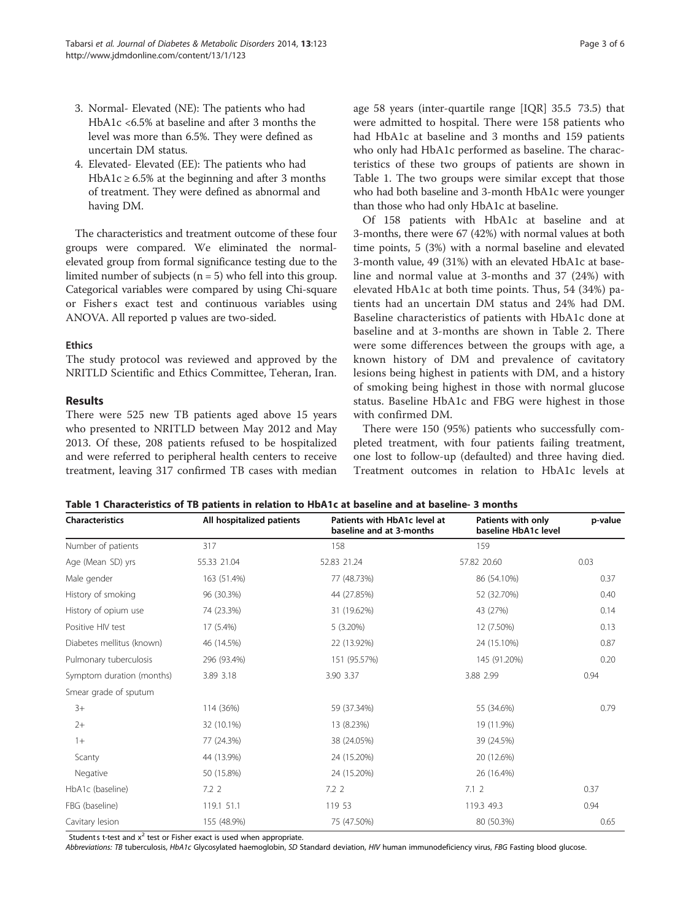3. Normal- Elevated (NE): The patients who had HbA1c <6.5% at baseline and after 3 months the level was more than 6.5%. They were defined as uncertain DM status.
4. Elevated- Elevated (EE): The patients who had HbA1c ≥ 6.5% at the beginning and after 3 months of treatment. They were defined as abnormal and having DM.

The characteristics and treatment outcome of these four groups were compared. We eliminated the normal-elevated group from formal significance testing due to the limited number of subjects (n = 5) who fell into this group. Categorical variables were compared by using Chi-square or Fisher s exact test and continuous variables using ANOVA. All reported p values are two-sided.

### Ethics

The study protocol was reviewed and approved by the NRITLD Scientific and Ethics Committee, Teheran, Iran.

## Results

There were 525 new TB patients aged above 15 years who presented to NRITLD between May 2012 and May 2013. Of these, 208 patients refused to be hospitalized and were referred to peripheral health centers to receive treatment, leaving 317 confirmed TB cases with median age 58 years (inter-quartile range [IQR] 35.5 73.5) that were admitted to hospital. There were 158 patients who had HbA1c at baseline and 3 months and 159 patients who only had HbA1c performed as baseline. The characteristics of these two groups of patients are shown in Table 1. The two groups were similar except that those who had both baseline and 3-month HbA1c were younger than those who had only HbA1c at baseline.

Of 158 patients with HbA1c at baseline and at 3-months, there were 67 (42%) with normal values at both time points, 5 (3%) with a normal baseline and elevated 3-month value, 49 (31%) with an elevated HbA1c at baseline and normal value at 3-months and 37 (24%) with elevated HbA1c at both time points. Thus, 54 (34%) patients had an uncertain DM status and 24% had DM. Baseline characteristics of patients with HbA1c done at baseline and at 3-months are shown in Table 2. There were some differences between the groups with age, a known history of DM and prevalence of cavitatory lesions being highest in patients with DM, and a history of smoking being highest in those with normal glucose status. Baseline HbA1c and FBG were highest in those with confirmed DM.

There were 150 (95%) patients who successfully completed treatment, with four patients failing treatment, one lost to follow-up (defaulted) and three having died. Treatment outcomes in relation to HbA1c levels at

**Table 1 Characteristics of TB patients in relation to HbA1c at baseline and at baseline- 3 months**

| Characteristics | All hospitalized patients | Patients with HbA1c level at baseline and at 3-months | Patients with only baseline HbA1c level | p-value |
|---|---|---|---|---|
| Number of patients | 317 | 158 | 159 | |
| Age (Mean SD) yrs | 55.33 21.04 | 52.83 21.24 | 57.82 20.60 | 0.03 |
| Male gender | 163 (51.4%) | 77 (48.73%) | 86 (54.10%) | 0.37 |
| History of smoking | 96 (30.3%) | 44 (27.85%) | 52 (32.70%) | 0.40 |
| History of opium use | 74 (23.3%) | 31 (19.62%) | 43 (27%) | 0.14 |
| Positive HIV test | 17 (5.4%) | 5 (3.20%) | 12 (7.50%) | 0.13 |
| Diabetes mellitus (known) | 46 (14.5%) | 22 (13.92%) | 24 (15.10%) | 0.87 |
| Pulmonary tuberculosis | 296 (93.4%) | 151 (95.57%) | 145 (91.20%) | 0.20 |
| Symptom duration (months) | 3.89 3.18 | 3.90 3.37 | 3.88 2.99 | 0.94 |
| Smear grade of sputum | | | | |
| 3+ | 114 (36%) | 59 (37.34%) | 55 (34.6%) | 0.79 |
| 2+ | 32 (10.1%) | 13 (8.23%) | 19 (11.9%) | |
| 1+ | 77 (24.3%) | 38 (24.05%) | 39 (24.5%) | |
| Scanty | 44 (13.9%) | 24 (15.20%) | 20 (12.6%) | |
| Negative | 50 (15.8%) | 24 (15.20%) | 26 (16.4%) | |
| HbA1c (baseline) | 7.2 2 | 7.2 2 | 7.1 2 | 0.37 |
| FBG (baseline) | 119.1 51.1 | 119 53 | 119.3 49.3 | 0.94 |
| Cavitary lesion | 155 (48.9%) | 75 (47.50%) | 80 (50.3%) | 0.65 |

Student s t-test and $x^2$ test or Fisher exact is used when appropriate.

*Abbreviations: TB* tuberculosis, *HbA1c* Glycosylated haemoglobin, *SD* Standard deviation, *HIV* human immunodeficiency virus, *FBG* Fasting blood glucose.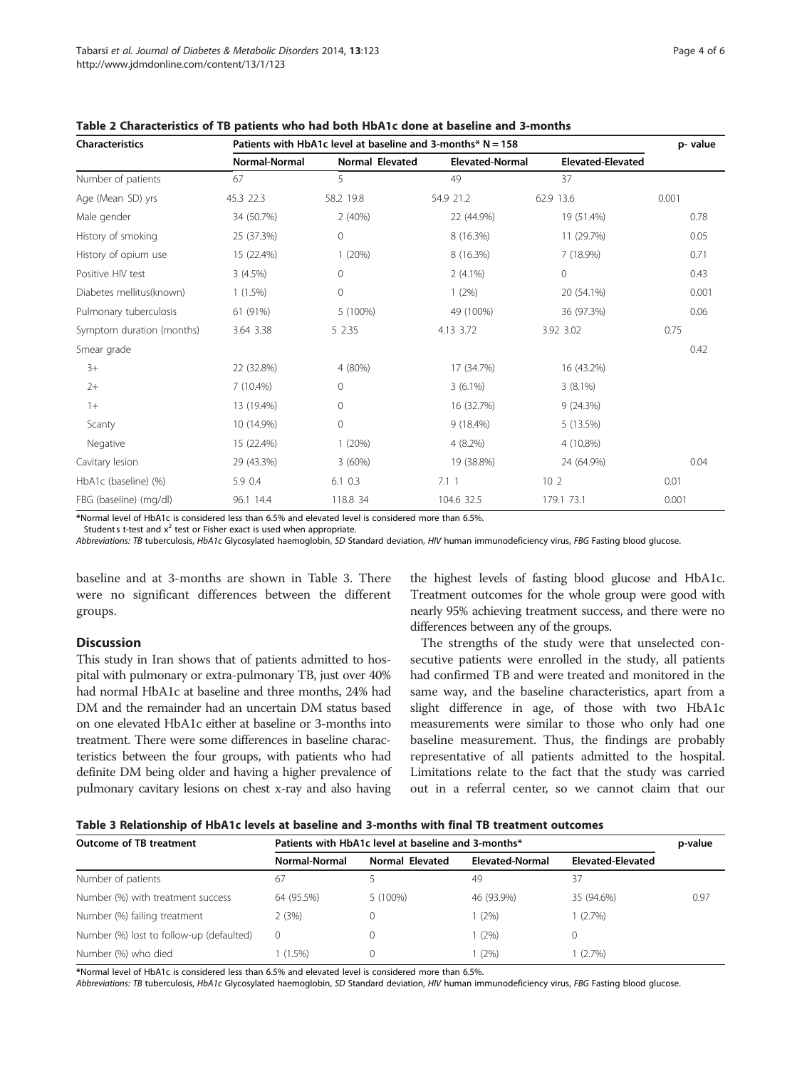**Table 2 Characteristics of TB patients who had both HbA1c done at baseline and 3-months**

| Characteristics | Patients with HbA1c level at baseline and 3-months* N = 158 | | | | p- value |
|---|---|---|---|---|---|
| | Normal-Normal | Normal Elevated | Elevated-Normal | Elevated-Elevated | |
| Number of patients | 67 | 5 | 49 | 37 | |
| Age (Mean SD) yrs | 45.3 22.3 | 58.2 19.8 | 54.9 21.2 | 62.9 13.6 | 0.001 |
| Male gender | 34 (50.7%) | 2 (40%) | 22 (44.9%) | 19 (51.4%) | 0.78 |
| History of smoking | 25 (37.3%) | 0 | 8 (16.3%) | 11 (29.7%) | 0.05 |
| History of opium use | 15 (22.4%) | 1 (20%) | 8 (16.3%) | 7 (18.9%) | 0.71 |
| Positive HIV test | 3 (4.5%) | 0 | 2 (4.1%) | 0 | 0.43 |
| Diabetes mellitus(known) | 1 (1.5%) | 0 | 1 (2%) | 20 (54.1%) | 0.001 |
| Pulmonary tuberculosis | 61 (91%) | 5 (100%) | 49 (100%) | 36 (97.3%) | 0.06 |
| Symptom duration (months) | 3.64 3.38 | 5 2.35 | 4.13 3.72 | 3.92 3.02 | 0.75 |
| Smear grade | | | | | 0.42 |
| 3+ | 22 (32.8%) | 4 (80%) | 17 (34.7%) | 16 (43.2%) | |
| 2+ | 7 (10.4%) | 0 | 3 (6.1%) | 3 (8.1%) | |
| 1+ | 13 (19.4%) | 0 | 16 (32.7%) | 9 (24.3%) | |
| Scanty | 10 (14.9%) | 0 | 9 (18.4%) | 5 (13.5%) | |
| Negative | 15 (22.4%) | 1 (20%) | 4 (8.2%) | 4 (10.8%) | |
| Cavitary lesion | 29 (43.3%) | 3 (60%) | 19 (38.8%) | 24 (64.9%) | 0.04 |
| HbA1c (baseline) (%) | 5.9 0.4 | 6.1 0.3 | 7.1 1 | 10 2 | 0.01 |
| FBG (baseline) (mg/dl) | 96.1 14.4 | 118.8 34 | 104.6 32.5 | 179.1 73.1 | 0.001 |

*Normal level of HbA1c is considered less than 6.5% and elevated level is considered more than 6.5%.
Students t-test and $x^2$ test or Fisher exact is used when appropriate.
*Abbreviations: TB* tuberculosis, *HbA1c* Glycosylated haemoglobin, *SD* Standard deviation, *HIV* human immunodeficiency virus, *FBG* Fasting blood glucose.

baseline and at 3-months are shown in Table 3. There were no significant differences between the different groups.

## Discussion

This study in Iran shows that of patients admitted to hospital with pulmonary or extra-pulmonary TB, just over 40% had normal HbA1c at baseline and three months, 24% had DM and the remainder had an uncertain DM status based on one elevated HbA1c either at baseline or 3-months into treatment. There were some differences in baseline characteristics between the four groups, with patients who had definite DM being older and having a higher prevalence of pulmonary cavitary lesions on chest x-ray and also having the highest levels of fasting blood glucose and HbA1c. Treatment outcomes for the whole group were good with nearly 95% achieving treatment success, and there were no differences between any of the groups.

The strengths of the study were that unselected consecutive patients were enrolled in the study, all patients had confirmed TB and were treated and monitored in the same way, and the baseline characteristics, apart from a slight difference in age, of those with two HbA1c measurements were similar to those who only had one baseline measurement. Thus, the findings are probably representative of all patients admitted to the hospital. Limitations relate to the fact that the study was carried out in a referral center, so we cannot claim that our

**Table 3 Relationship of HbA1c levels at baseline and 3-months with final TB treatment outcomes**

| Outcome of TB treatment | Patients with HbA1c level at baseline and 3-months* | | | | p-value |
|---|---|---|---|---|---|
| | Normal-Normal | Normal Elevated | Elevated-Normal | Elevated-Elevated | |
| Number of patients | 67 | 5 | 49 | 37 | |
| Number (%) with treatment success | 64 (95.5%) | 5 (100%) | 46 (93.9%) | 35 (94.6%) | 0.97 |
| Number (%) failing treatment | 2 (3%) | 0 | 1 (2%) | 1 (2.7%) | |
| Number (%) lost to follow-up (defaulted) | 0 | 0 | 1 (2%) | 0 | |
| Number (%) who died | 1 (1.5%) | 0 | 1 (2%) | 1 (2.7%) | |

*Normal level of HbA1c is considered less than 6.5% and elevated level is considered more than 6.5%.
*Abbreviations: TB* tuberculosis, *HbA1c* Glycosylated haemoglobin, *SD* Standard deviation, *HIV* human immunodeficiency virus, *FBG* Fasting blood glucose.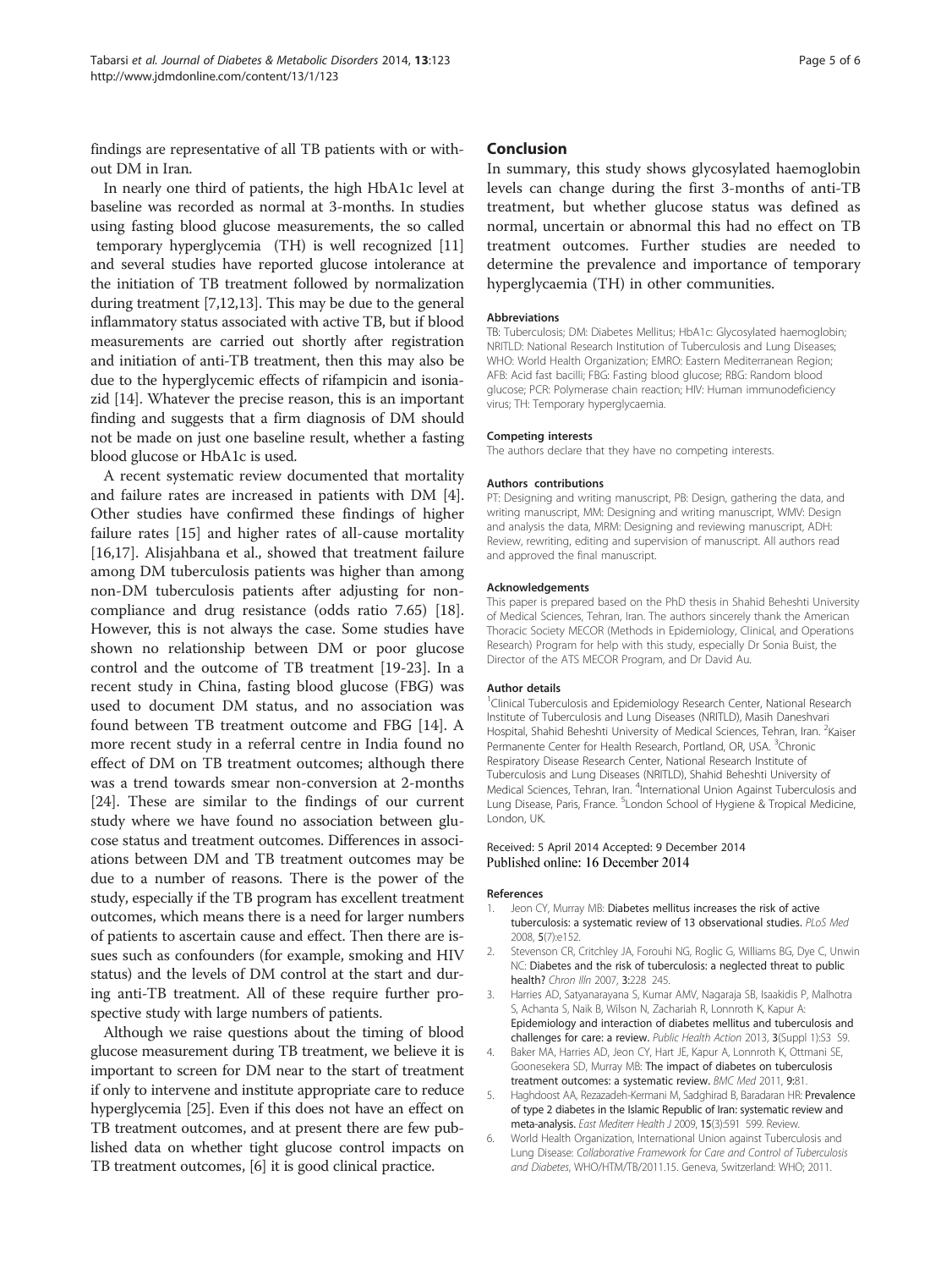findings are representative of all TB patients with or without DM in Iran.

In nearly one third of patients, the high HbA1c level at baseline was recorded as normal at 3-months. In studies using fasting blood glucose measurements, the so called temporary hyperglycemia (TH) is well recognized [11] and several studies have reported glucose intolerance at the initiation of TB treatment followed by normalization during treatment [7,12,13]. This may be due to the general inflammatory status associated with active TB, but if blood measurements are carried out shortly after registration and initiation of anti-TB treatment, then this may also be due to the hyperglycemic effects of rifampicin and isoniazid [14]. Whatever the precise reason, this is an important finding and suggests that a firm diagnosis of DM should not be made on just one baseline result, whether a fasting blood glucose or HbA1c is used.

A recent systematic review documented that mortality and failure rates are increased in patients with DM [4]. Other studies have confirmed these findings of higher failure rates [15] and higher rates of all-cause mortality [16,17]. Alisjahbana et al., showed that treatment failure among DM tuberculosis patients was higher than among non-DM tuberculosis patients after adjusting for non-compliance and drug resistance (odds ratio 7.65) [18]. However, this is not always the case. Some studies have shown no relationship between DM or poor glucose control and the outcome of TB treatment [19-23]. In a recent study in China, fasting blood glucose (FBG) was used to document DM status, and no association was found between TB treatment outcome and FBG [14]. A more recent study in a referral centre in India found no effect of DM on TB treatment outcomes; although there was a trend towards smear non-conversion at 2-months [24]. These are similar to the findings of our current study where we have found no association between glucose status and treatment outcomes. Differences in associations between DM and TB treatment outcomes may be due to a number of reasons. There is the power of the study, especially if the TB program has excellent treatment outcomes, which means there is a need for larger numbers of patients to ascertain cause and effect. Then there are issues such as confounders (for example, smoking and HIV status) and the levels of DM control at the start and during anti-TB treatment. All of these require further prospective study with large numbers of patients.

Although we raise questions about the timing of blood glucose measurement during TB treatment, we believe it is important to screen for DM near to the start of treatment if only to intervene and institute appropriate care to reduce hyperglycemia [25]. Even if this does not have an effect on TB treatment outcomes, and at present there are few published data on whether tight glucose control impacts on TB treatment outcomes, [6] it is good clinical practice.

## Conclusion

In summary, this study shows glycosylated haemoglobin levels can change during the first 3-months of anti-TB treatment, but whether glucose status was defined as normal, uncertain or abnormal this had no effect on TB treatment outcomes. Further studies are needed to determine the prevalence and importance of temporary hyperglycaemia (TH) in other communities.

#### Abbreviations

TB: Tuberculosis; DM: Diabetes Mellitus; HbA1c: Glycosylated haemoglobin; NRITLD: National Research Institution of Tuberculosis and Lung Diseases; WHO: World Health Organization; EMRO: Eastern Mediterranean Region; AFB: Acid fast bacilli; FBG: Fasting blood glucose; RBG: Random blood glucose; PCR: Polymerase chain reaction; HIV: Human immunodeficiency virus; TH: Temporary hyperglycaemia.

#### Competing interests

The authors declare that they have no competing interests.

#### Authors contributions

PT: Designing and writing manuscript, PB: Design, gathering the data, and writing manuscript, MM: Designing and writing manuscript, WMV: Design and analysis the data, MRM: Designing and reviewing manuscript, ADH: Review, rewriting, editing and supervision of manuscript. All authors read and approved the final manuscript.

#### Acknowledgements

This paper is prepared based on the PhD thesis in Shahid Beheshti University of Medical Sciences, Tehran, Iran. The authors sincerely thank the American Thoracic Society MECOR (Methods in Epidemiology, Clinical, and Operations Research) Program for help with this study, especially Dr Sonia Buist, the Director of the ATS MECOR Program, and Dr David Au.

#### Author details

[1]Clinical Tuberculosis and Epidemiology Research Center, National Research Institute of Tuberculosis and Lung Diseases (NRITLD), Masih Daneshvari Hospital, Shahid Beheshti University of Medical Sciences, Tehran, Iran. [2]Kaiser Permanente Center for Health Research, Portland, OR, USA. [3]Chronic Respiratory Disease Research Center, National Research Institute of Tuberculosis and Lung Diseases (NRITLD), Shahid Beheshti University of Medical Sciences, Tehran, Iran. [4]International Union Against Tuberculosis and Lung Disease, Paris, France. [5]London School of Hygiene & Tropical Medicine, London, UK.

Received: 5 April 2014 Accepted: 9 December 2014
Published online: 16 December 2014

#### References

1. Jeon CY, Murray MB: Diabetes mellitus increases the risk of active tuberculosis: a systematic review of 13 observational studies. *PLoS Med* 2008, 5(7):e152.
2. Stevenson CR, Critchley JA, Forouhi NG, Roglic G, Williams BG, Dye C, Unwin NC: Diabetes and the risk of tuberculosis: a neglected threat to public health? *Chron Illn* 2007, 3:228 245.
3. Harries AD, Satyanarayana S, Kumar AMV, Nagaraja SB, Isaakidis P, Malhotra S, Achanta S, Naik B, Wilson N, Zachariah R, Lonnroth K, Kapur A: Epidemiology and interaction of diabetes mellitus and tuberculosis and challenges for care: a review. *Public Health Action* 2013, 3(Suppl 1):S3 S9.
4. Baker MA, Harries AD, Jeon CY, Hart JE, Kapur A, Lonnroth K, Ottmani SE, Goonesekera SD, Murray MB: The impact of diabetes on tuberculosis treatment outcomes: a systematic review. *BMC Med* 2011, 9:81.
5. Haghdoost AA, Rezazadeh-Kermani M, Sadghirad B, Baradaran HR: Prevalence of type 2 diabetes in the Islamic Republic of Iran: systematic review and meta-analysis. *East Mediterr Health J* 2009, 15(3):591 599. Review.
6. World Health Organization, International Union against Tuberculosis and Lung Disease: *Collaborative Framework for Care and Control of Tuberculosis and Diabetes*, WHO/HTM/TB/2011.15. Geneva, Switzerland: WHO; 2011.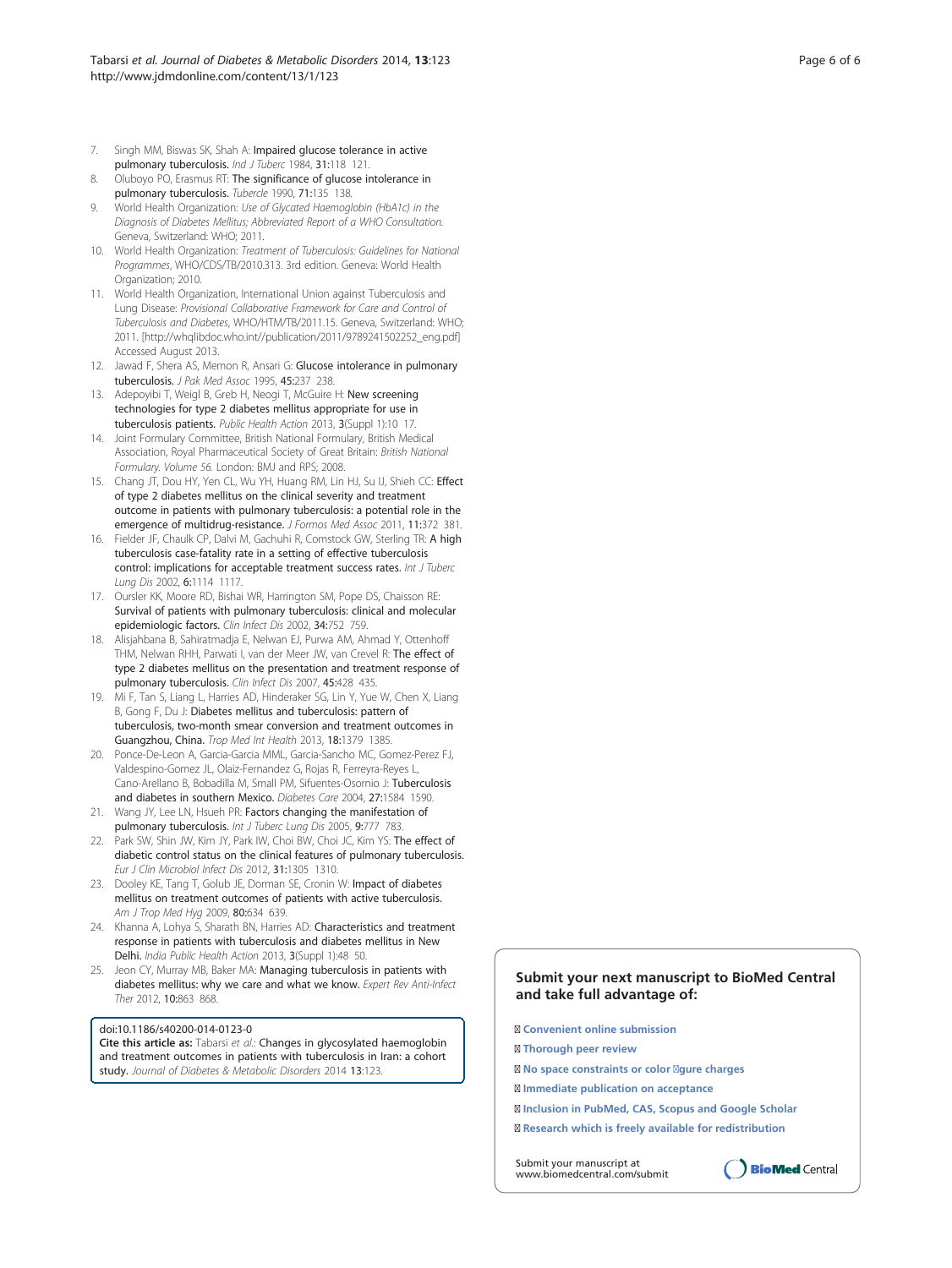7. Singh MM, Biswas SK, Shah A: **Impaired glucose tolerance in active pulmonary tuberculosis.** *Ind J Tuberc* 1984, **31:**118 121.
8. Oluboyo PO, Erasmus RT: **The significance of glucose intolerance in pulmonary tuberculosis.** *Tubercle* 1990, **71:**135 138.
9. World Health Organization: *Use of Glycated Haemoglobin (HbA1c) in the Diagnosis of Diabetes Mellitus; Abbreviated Report of a WHO Consultation.* Geneva, Switzerland: WHO; 2011.
10. World Health Organization: *Treatment of Tuberculosis: Guidelines for National Programmes*, WHO/CDS/TB/2010.313. 3rd edition. Geneva: World Health Organization; 2010.
11. World Health Organization, International Union against Tuberculosis and Lung Disease: *Provisional Collaborative Framework for Care and Control of Tuberculosis and Diabetes*, WHO/HTM/TB/2011.15. Geneva, Switzerland: WHO; 2011. [http://whqlibdoc.who.int//publication/2011/9789241502252_eng.pdf] Accessed August 2013.
12. Jawad F, Shera AS, Memon R, Ansari G: **Glucose intolerance in pulmonary tuberculosis.** *J Pak Med Assoc* 1995, **45:**237 238.
13. Adepoyibi T, Weigl B, Greb H, Neogi T, McGuire H: **New screening technologies for type 2 diabetes mellitus appropriate for use in tuberculosis patients.** *Public Health Action* 2013, **3**(Suppl 1):10 17.
14. Joint Formulary Committee, British National Formulary, British Medical Association, Royal Pharmaceutical Society of Great Britain: *British National Formulary. Volume 56.* London: BMJ and RPS; 2008.
15. Chang JT, Dou HY, Yen CL, Wu YH, Huang RM, Lin HJ, Su IJ, Shieh CC: **Effect of type 2 diabetes mellitus on the clinical severity and treatment outcome in patients with pulmonary tuberculosis: a potential role in the emergence of multidrug-resistance.** *J Formos Med Assoc* 2011, **11:**372 381.
16. Fielder JF, Chaulk CP, Dalvi M, Gachuhi R, Comstock GW, Sterling TR: **A high tuberculosis case-fatality rate in a setting of effective tuberculosis control: implications for acceptable treatment success rates.** *Int J Tuberc Lung Dis* 2002, **6:**1114 1117.
17. Oursler KK, Moore RD, Bishai WR, Harrington SM, Pope DS, Chaisson RE: **Survival of patients with pulmonary tuberculosis: clinical and molecular epidemiologic factors.** *Clin Infect Dis* 2002, **34:**752 759.
18. Alisjahbana B, Sahiratmadja E, Nelwan EJ, Purwa AM, Ahmad Y, Ottenhoff THM, Nelwan RHH, Parwati I, van der Meer JW, van Crevel R: **The effect of type 2 diabetes mellitus on the presentation and treatment response of pulmonary tuberculosis.** *Clin Infect Dis* 2007, **45:**428 435.
19. Mi F, Tan S, Liang L, Harries AD, Hinderaker SG, Lin Y, Yue W, Chen X, Liang B, Gong F, Du J: **Diabetes mellitus and tuberculosis: pattern of tuberculosis, two-month smear conversion and treatment outcomes in Guangzhou, China.** *Trop Med Int Health* 2013, **18:**1379 1385.
20. Ponce-De-Leon A, Garcia-Garcia MML, Garcia-Sancho MC, Gomez-Perez FJ, Valdespino-Gomez JL, Olaiz-Fernandez G, Rojas R, Ferreyra-Reyes L, Cano-Arellano B, Bobadilla M, Small PM, Sifuentes-Osornio J: **Tuberculosis and diabetes in southern Mexico.** *Diabetes Care* 2004, **27:**1584 1590.
21. Wang JY, Lee LN, Hsueh PR: **Factors changing the manifestation of pulmonary tuberculosis.** *Int J Tuberc Lung Dis* 2005, **9:**777 783.
22. Park SW, Shin JW, Kim JY, Park IW, Choi BW, Choi JC, Kim YS: **The effect of diabetic control status on the clinical features of pulmonary tuberculosis.** *Eur J Clin Microbiol Infect Dis* 2012, **31:**1305 1310.
23. Dooley KE, Tang T, Golub JE, Dorman SE, Cronin W: **Impact of diabetes mellitus on treatment outcomes of patients with active tuberculosis.** *Am J Trop Med Hyg* 2009, **80:**634 639.
24. Khanna A, Lohya S, Sharath BN, Harries AD: **Characteristics and treatment response in patients with tuberculosis and diabetes mellitus in New Delhi.** *India Public Health Action* 2013, **3**(Suppl 1):48 50.
25. Jeon CY, Murray MB, Baker MA: **Managing tuberculosis in patients with diabetes mellitus: why we care and what we know.** *Expert Rev Anti-Infect Ther* 2012, **10:**863 868.

doi:10.1186/s40200-014-0123-0

**Cite this article as:** Tabarsi *et al.*: Changes in glycosylated haemoglobin and treatment outcomes in patients with tuberculosis in Iran: a cohort study. *Journal of Diabetes & Metabolic Disorders* 2014 **13**:123.

**Submit your next manuscript to BioMed Central and take full advantage of:**

- **Convenient online submission**
- **Thorough peer review**
- **No space constraints or color figure charges**
- **Immediate publication on acceptance**
- **Inclusion in PubMed, CAS, Scopus and Google Scholar**
- **Research which is freely available for redistribution**

Submit your manuscript at
www.biomedcentral.com/submit

BioMed Central